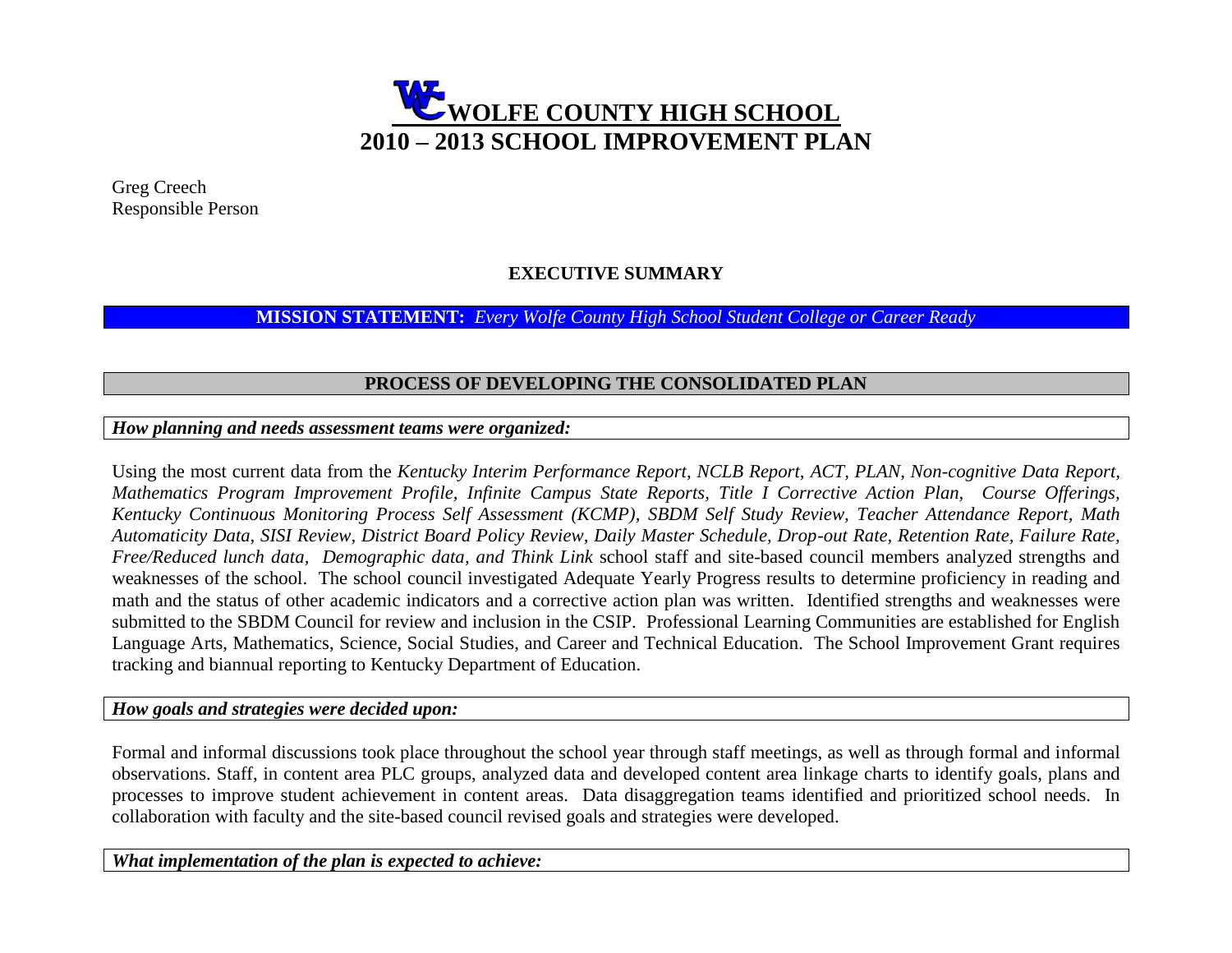# WOLFE COUNTY HIGH SCHOOL
# 2010 – 2013 SCHOOL IMPROVEMENT PLAN

Greg Creech
Responsible Person

## EXECUTIVE SUMMARY

**MISSION STATEMENT:** *Every Wolfe County High School Student College or Career Ready*

## PROCESS OF DEVELOPING THE CONSOLIDATED PLAN

***How planning and needs assessment teams were organized:***

Using the most current data from the *Kentucky Interim Performance Report, NCLB Report, ACT, PLAN, Non-cognitive Data Report, Mathematics Program Improvement Profile, Infinite Campus State Reports, Title I Corrective Action Plan, Course Offerings, Kentucky Continuous Monitoring Process Self Assessment (KCMP), SBDM Self Study Review, Teacher Attendance Report, Math Automaticity Data, SISI Review, District Board Policy Review, Daily Master Schedule, Drop-out Rate, Retention Rate, Failure Rate, Free/Reduced lunch data, Demographic data, and Think Link* school staff and site-based council members analyzed strengths and weaknesses of the school. The school council investigated Adequate Yearly Progress results to determine proficiency in reading and math and the status of other academic indicators and a corrective action plan was written. Identified strengths and weaknesses were submitted to the SBDM Council for review and inclusion in the CSIP. Professional Learning Communities are established for English Language Arts, Mathematics, Science, Social Studies, and Career and Technical Education. The School Improvement Grant requires tracking and biannual reporting to Kentucky Department of Education.

***How goals and strategies were decided upon:***

Formal and informal discussions took place throughout the school year through staff meetings, as well as through formal and informal observations. Staff, in content area PLC groups, analyzed data and developed content area linkage charts to identify goals, plans and processes to improve student achievement in content areas. Data disaggregation teams identified and prioritized school needs. In collaboration with faculty and the site-based council revised goals and strategies were developed.

***What implementation of the plan is expected to achieve:***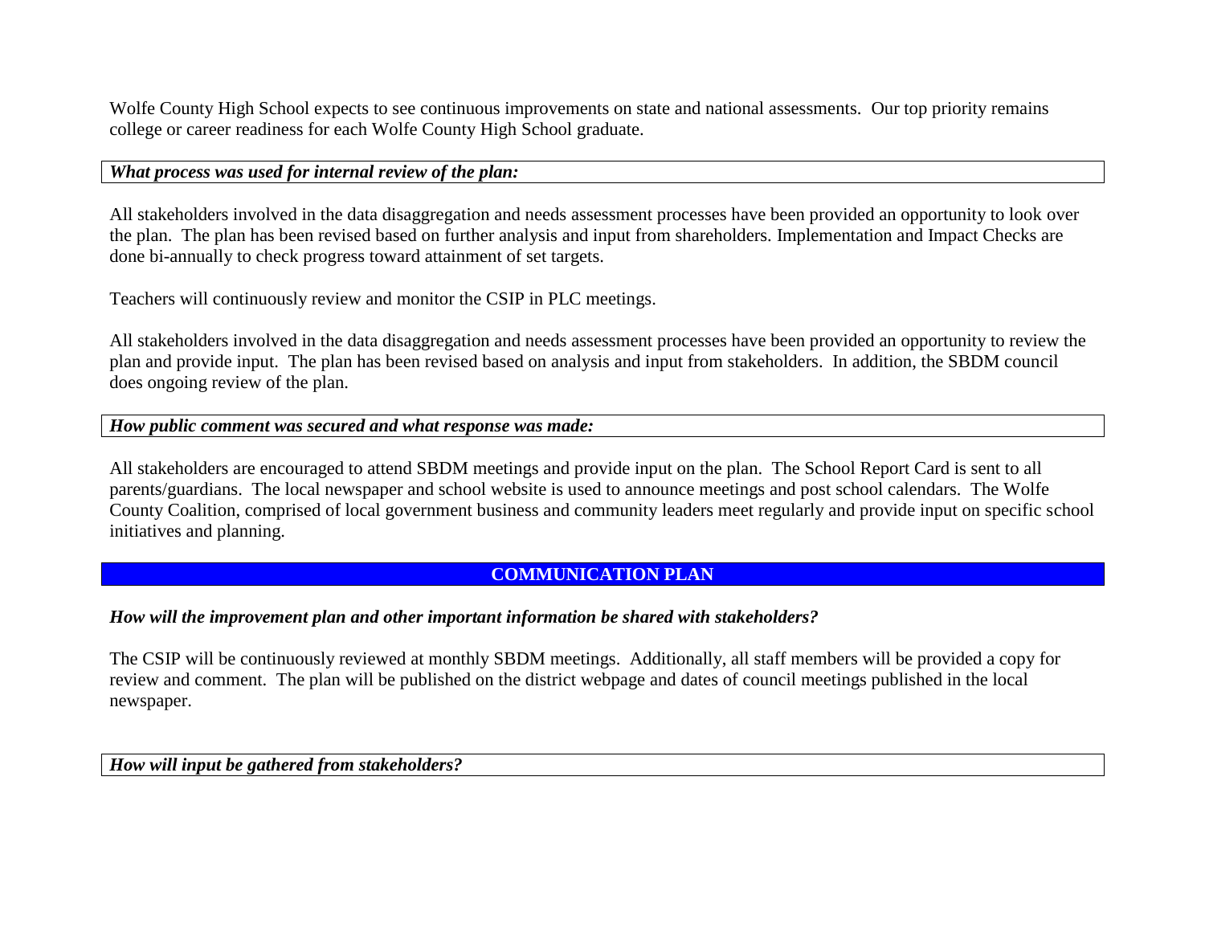Wolfe County High School expects to see continuous improvements on state and national assessments. Our top priority remains college or career readiness for each Wolfe County High School graduate.

***What process was used for internal review of the plan:***

All stakeholders involved in the data disaggregation and needs assessment processes have been provided an opportunity to look over the plan. The plan has been revised based on further analysis and input from shareholders. Implementation and Impact Checks are done bi-annually to check progress toward attainment of set targets.

Teachers will continuously review and monitor the CSIP in PLC meetings.

All stakeholders involved in the data disaggregation and needs assessment processes have been provided an opportunity to review the plan and provide input. The plan has been revised based on analysis and input from stakeholders. In addition, the SBDM council does ongoing review of the plan.

***How public comment was secured and what response was made:***

All stakeholders are encouraged to attend SBDM meetings and provide input on the plan. The School Report Card is sent to all parents/guardians. The local newspaper and school website is used to announce meetings and post school calendars. The Wolfe County Coalition, comprised of local government business and community leaders meet regularly and provide input on specific school initiatives and planning.

## COMMUNICATION PLAN

***How will the improvement plan and other important information be shared with stakeholders?***

The CSIP will be continuously reviewed at monthly SBDM meetings. Additionally, all staff members will be provided a copy for review and comment. The plan will be published on the district webpage and dates of council meetings published in the local newspaper.

***How will input be gathered from stakeholders?***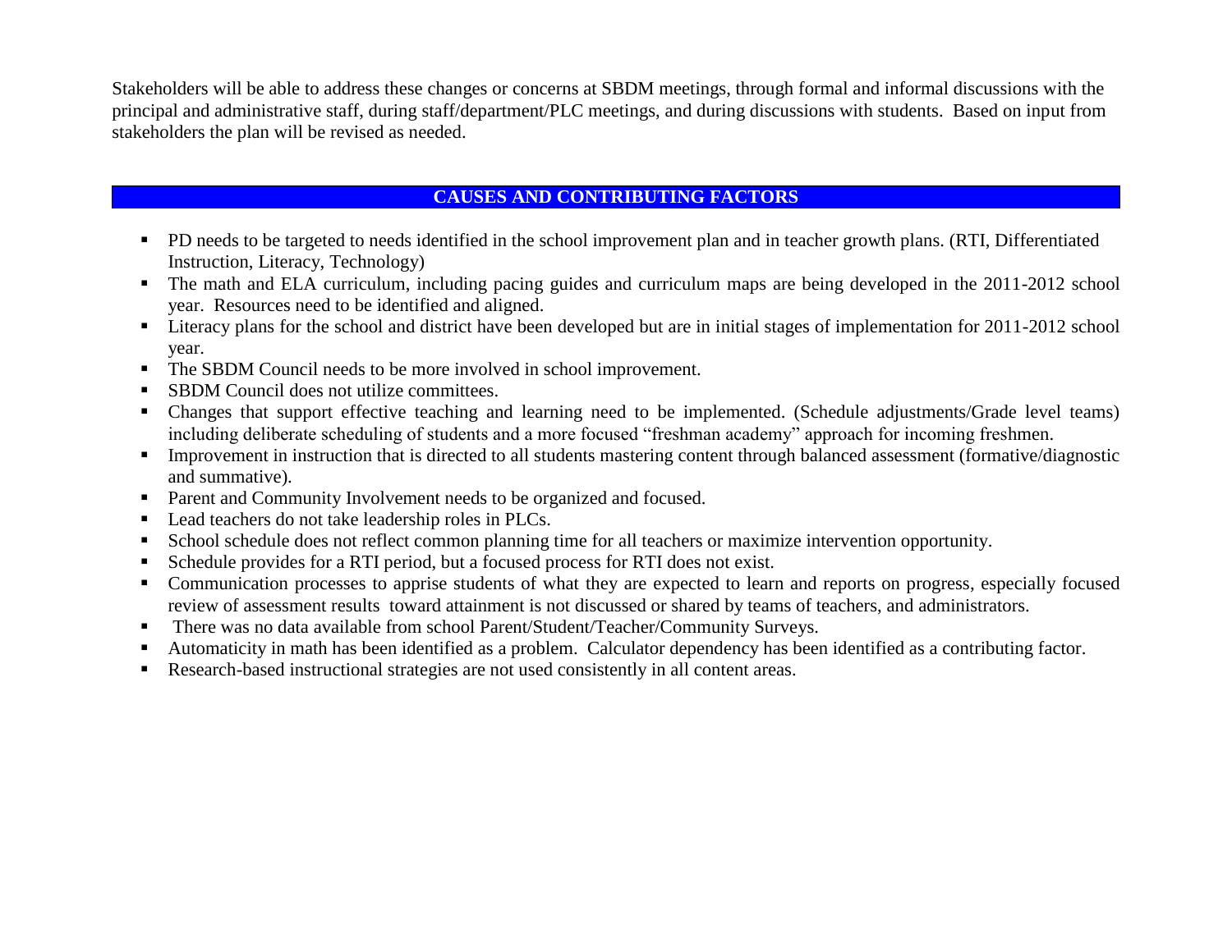Stakeholders will be able to address these changes or concerns at SBDM meetings, through formal and informal discussions with the principal and administrative staff, during staff/department/PLC meetings, and during discussions with students. Based on input from stakeholders the plan will be revised as needed.

## CAUSES AND CONTRIBUTING FACTORS

- PD needs to be targeted to needs identified in the school improvement plan and in teacher growth plans. (RTI, Differentiated Instruction, Literacy, Technology)
- The math and ELA curriculum, including pacing guides and curriculum maps are being developed in the 2011-2012 school year. Resources need to be identified and aligned.
- Literacy plans for the school and district have been developed but are in initial stages of implementation for 2011-2012 school year.
- The SBDM Council needs to be more involved in school improvement.
- SBDM Council does not utilize committees.
- Changes that support effective teaching and learning need to be implemented. (Schedule adjustments/Grade level teams) including deliberate scheduling of students and a more focused "freshman academy" approach for incoming freshmen.
- Improvement in instruction that is directed to all students mastering content through balanced assessment (formative/diagnostic and summative).
- Parent and Community Involvement needs to be organized and focused.
- Lead teachers do not take leadership roles in PLCs.
- School schedule does not reflect common planning time for all teachers or maximize intervention opportunity.
- Schedule provides for a RTI period, but a focused process for RTI does not exist.
- Communication processes to apprise students of what they are expected to learn and reports on progress, especially focused review of assessment results toward attainment is not discussed or shared by teams of teachers, and administrators.
- There was no data available from school Parent/Student/Teacher/Community Surveys.
- Automaticity in math has been identified as a problem. Calculator dependency has been identified as a contributing factor.
- Research-based instructional strategies are not used consistently in all content areas.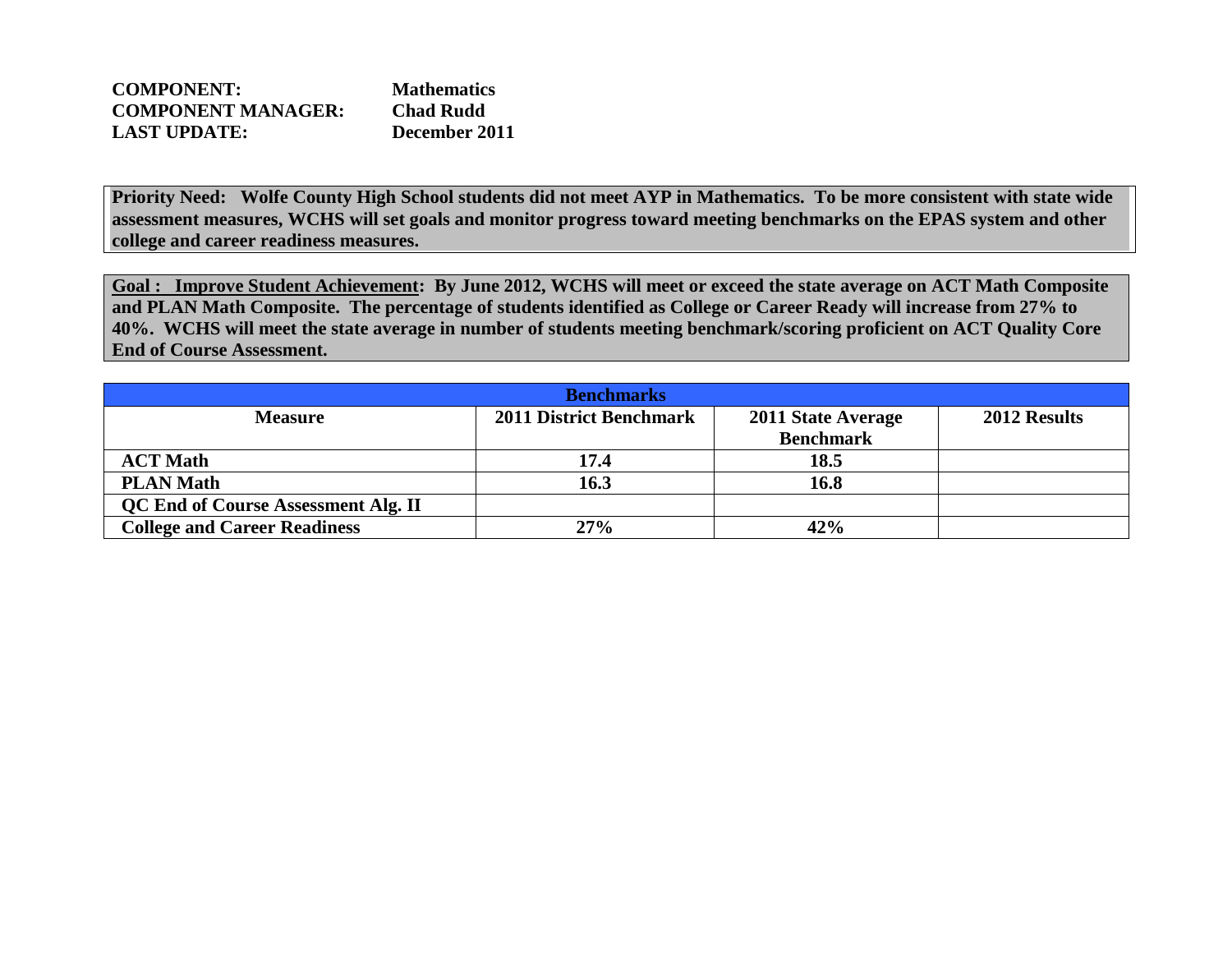**COMPONENT:** **Mathematics**
**COMPONENT MANAGER:** **Chad Rudd**
**LAST UPDATE:** **December 2011**

**Priority Need: Wolfe County High School students did not meet AYP in Mathematics. To be more consistent with state wide assessment measures, WCHS will set goals and monitor progress toward meeting benchmarks on the EPAS system and other college and career readiness measures.**

**<u>Goal : Improve Student Achievement</u>: By June 2012, WCHS will meet or exceed the state average on ACT Math Composite and PLAN Math Composite. The percentage of students identified as College or Career Ready will increase from 27% to 40%. WCHS will meet the state average in number of students meeting benchmark/scoring proficient on ACT Quality Core End of Course Assessment.**

| Benchmarks | | | |
|---|---|---|---|
| **Measure** | **2011 District Benchmark** | **2011 State Average Benchmark** | **2012 Results** |
| **ACT Math** | **17.4** | **18.5** | |
| **PLAN Math** | **16.3** | **16.8** | |
| **QC End of Course Assessment Alg. II** | | | |
| **College and Career Readiness** | **27%** | **42%** | |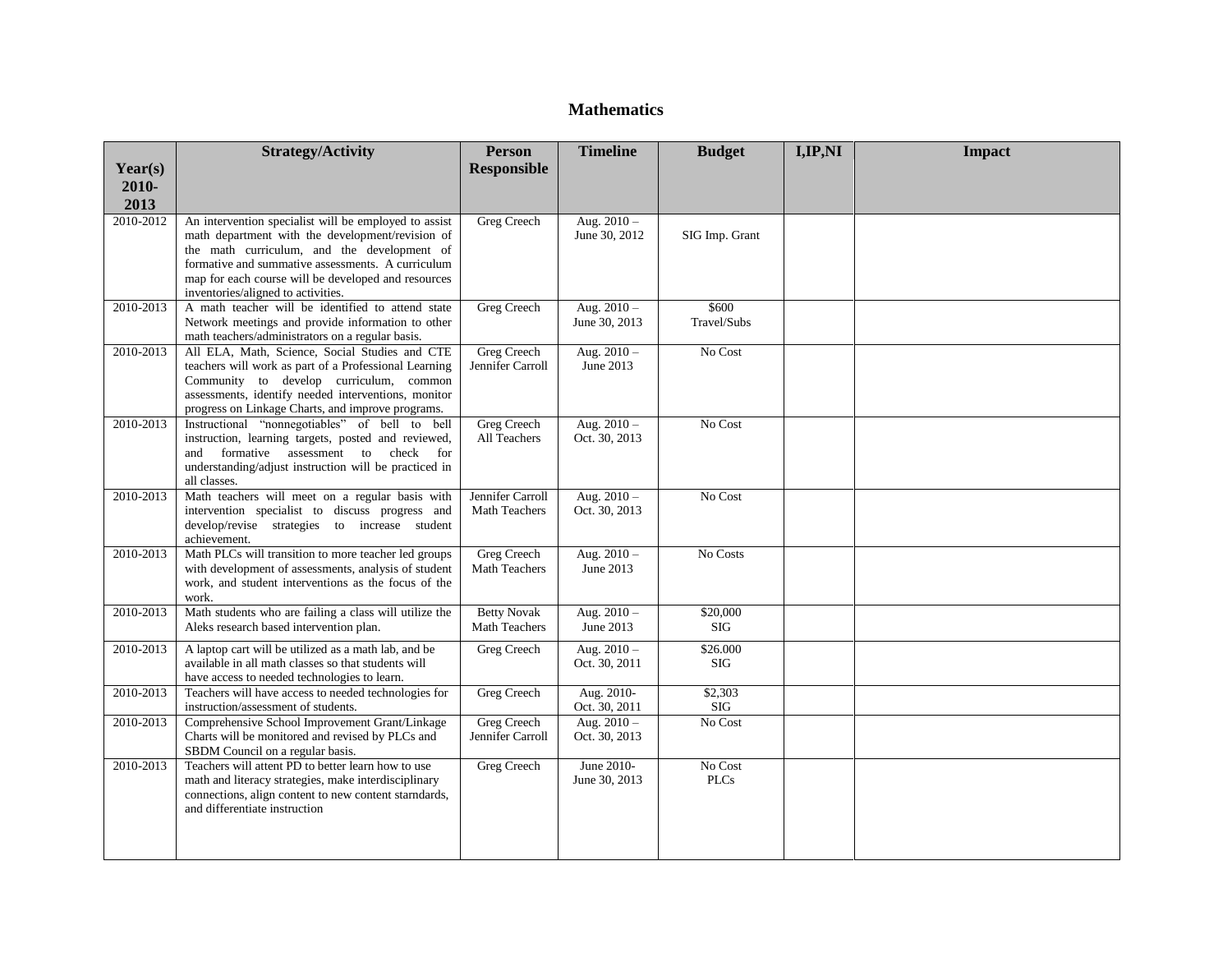## Mathematics

| Year(s) 2010-2013 | Strategy/Activity | Person Responsible | Timeline | Budget | I,IP,NI | Impact |
|---|---|---|---|---|---|---|
| 2010-2012 | An intervention specialist will be employed to assist math department with the development/revision of the math curriculum, and the development of formative and summative assessments. A curriculum map for each course will be developed and resources inventories/aligned to activities. | Greg Creech | Aug. 2010 – June 30, 2012 | SIG Imp. Grant | | |
| 2010-2013 | A math teacher will be identified to attend state Network meetings and provide information to other math teachers/administrators on a regular basis. | Greg Creech | Aug. 2010 – June 30, 2013 | $600 Travel/Subs | | |
| 2010-2013 | All ELA, Math, Science, Social Studies and CTE teachers will work as part of a Professional Learning Community to develop curriculum, common assessments, identify needed interventions, monitor progress on Linkage Charts, and improve programs. | Greg Creech Jennifer Carroll | Aug. 2010 – June 2013 | No Cost | | |
| 2010-2013 | Instructional "nonnegotiables" of bell to bell instruction, learning targets, posted and reviewed, and formative assessment to check for understanding/adjust instruction will be practiced in all classes. | Greg Creech All Teachers | Aug. 2010 – Oct. 30, 2013 | No Cost | | |
| 2010-2013 | Math teachers will meet on a regular basis with intervention specialist to discuss progress and develop/revise strategies to increase student achievement. | Jennifer Carroll Math Teachers | Aug. 2010 – Oct. 30, 2013 | No Cost | | |
| 2010-2013 | Math PLCs will transition to more teacher led groups with development of assessments, analysis of student work, and student interventions as the focus of the work. | Greg Creech Math Teachers | Aug. 2010 – June 2013 | No Costs | | |
| 2010-2013 | Math students who are failing a class will utilize the Aleks research based intervention plan. | Betty Novak Math Teachers | Aug. 2010 – June 2013 | $20,000 SIG | | |
| 2010-2013 | A laptop cart will be utilized as a math lab, and be available in all math classes so that students will have access to needed technologies to learn. | Greg Creech | Aug. 2010 – Oct. 30, 2011 | $26.000 SIG | | |
| 2010-2013 | Teachers will have access to needed technologies for instruction/assessment of students. | Greg Creech | Aug. 2010- Oct. 30, 2011 | $2,303 SIG | | |
| 2010-2013 | Comprehensive School Improvement Grant/Linkage Charts will be monitored and revised by PLCs and SBDM Council on a regular basis. | Greg Creech Jennifer Carroll | Aug. 2010 – Oct. 30, 2013 | No Cost | | |
| 2010-2013 | Teachers will attent PD to better learn how to use math and literacy strategies, make interdisciplinary connections, align content to new content starndards, and differentiate instruction | Greg Creech | June 2010- June 30, 2013 | No Cost PLCs | | |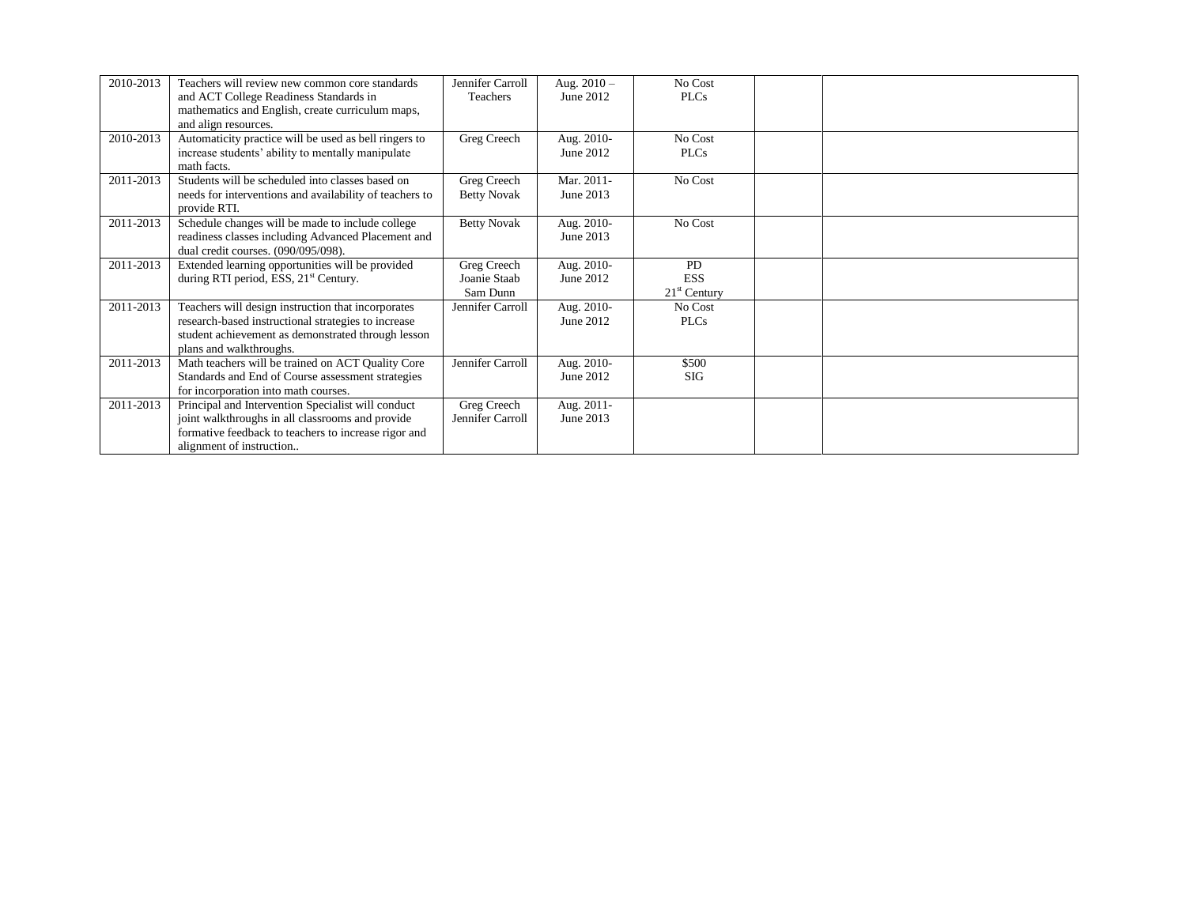| | | | | | | |
|---|---|---|---|---|---|---|
| 2010-2013 | Teachers will review new common core standards and ACT College Readiness Standards in mathematics and English, create curriculum maps, and align resources. | Jennifer Carroll<br>Teachers | Aug. 2010 – June 2012 | No Cost<br>PLCs | | |
| 2010-2013 | Automaticity practice will be used as bell ringers to increase students' ability to mentally manipulate math facts. | Greg Creech | Aug. 2010- June 2012 | No Cost<br>PLCs | | |
| 2011-2013 | Students will be scheduled into classes based on needs for interventions and availability of teachers to provide RTI. | Greg Creech<br>Betty Novak | Mar. 2011- June 2013 | No Cost | | |
| 2011-2013 | Schedule changes will be made to include college readiness classes including Advanced Placement and dual credit courses. (090/095/098). | Betty Novak | Aug. 2010- June 2013 | No Cost | | |
| 2011-2013 | Extended learning opportunities will be provided during RTI period, ESS, 21st Century. | Greg Creech<br>Joanie Staab<br>Sam Dunn | Aug. 2010- June 2012 | PD<br>ESS<br>21st Century | | |
| 2011-2013 | Teachers will design instruction that incorporates research-based instructional strategies to increase student achievement as demonstrated through lesson plans and walkthroughs. | Jennifer Carroll | Aug. 2010- June 2012 | No Cost<br>PLCs | | |
| 2011-2013 | Math teachers will be trained on ACT Quality Core Standards and End of Course assessment strategies for incorporation into math courses. | Jennifer Carroll | Aug. 2010- June 2012 | $500<br>SIG | | |
| 2011-2013 | Principal and Intervention Specialist will conduct joint walkthroughs in all classrooms and provide formative feedback to teachers to increase rigor and alignment of instruction.. | Greg Creech<br>Jennifer Carroll | Aug. 2011- June 2013 | | | |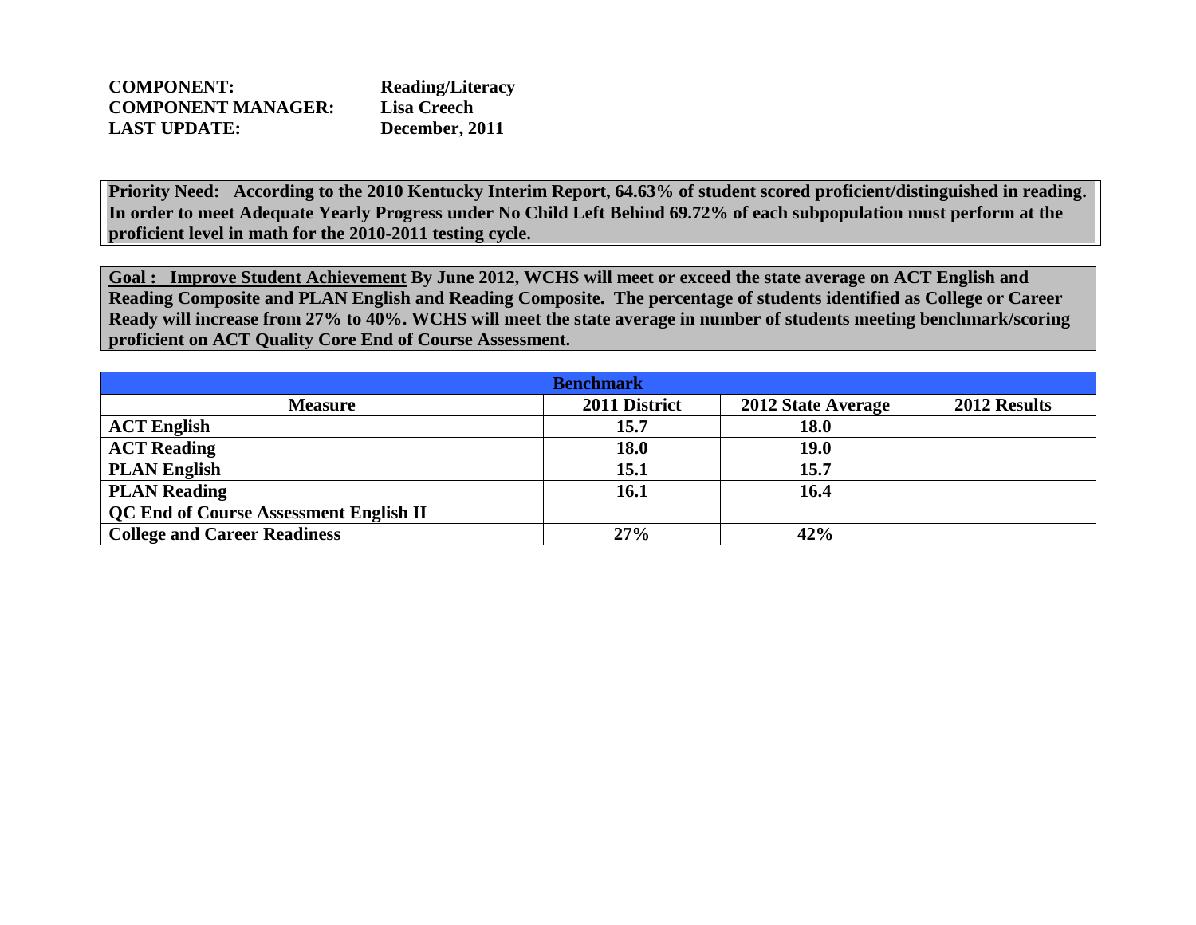**COMPONENT:** Reading/Literacy
**COMPONENT MANAGER:** Lisa Creech
**LAST UPDATE:** December, 2011

**Priority Need: According to the 2010 Kentucky Interim Report, 64.63% of student scored proficient/distinguished in reading. In order to meet Adequate Yearly Progress under No Child Left Behind 69.72% of each subpopulation must perform at the proficient level in math for the 2010-2011 testing cycle.**

**Goal : Improve Student Achievement By June 2012, WCHS will meet or exceed the state average on ACT English and Reading Composite and PLAN English and Reading Composite. The percentage of students identified as College or Career Ready will increase from 27% to 40%. WCHS will meet the state average in number of students meeting benchmark/scoring proficient on ACT Quality Core End of Course Assessment.**

| Benchmark | | | |
|---|---|---|---|
| **Measure** | **2011 District** | **2012 State Average** | **2012 Results** |
| **ACT English** | **15.7** | **18.0** | |
| **ACT Reading** | **18.0** | **19.0** | |
| **PLAN English** | **15.1** | **15.7** | |
| **PLAN Reading** | **16.1** | **16.4** | |
| **QC End of Course Assessment English II** | | | |
| **College and Career Readiness** | **27%** | **42%** | |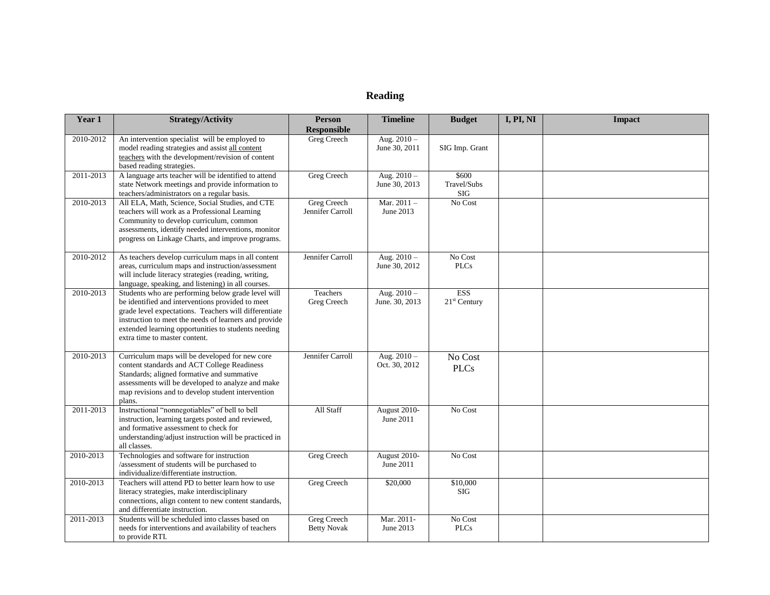## Reading

| Year 1 | Strategy/Activity | Person Responsible | Timeline | Budget | I, PI, NI | Impact |
|---|---|---|---|---|---|---|
| 2010-2012 | An intervention specialist will be employed to model reading strategies and assist all content teachers with the development/revision of content based reading strategies. | Greg Creech | Aug. 2010 – June 30, 2011 | SIG Imp. Grant | | |
| 2011-2013 | A language arts teacher will be identified to attend state Network meetings and provide information to teachers/administrators on a regular basis. | Greg Creech | Aug. 2010 – June 30, 2013 | $600 Travel/Subs SIG | | |
| 2010-2013 | All ELA, Math, Science, Social Studies, and CTE teachers will work as a Professional Learning Community to develop curriculum, common assessments, identify needed interventions, monitor progress on Linkage Charts, and improve programs. | Greg Creech Jennifer Carroll | Mar. 2011 – June 2013 | No Cost | | |
| 2010-2012 | As teachers develop curriculum maps in all content areas, curriculum maps and instruction/assessment will include literacy strategies (reading, writing, language, speaking, and listening) in all courses. | Jennifer Carroll | Aug. 2010 – June 30, 2012 | No Cost PLCs | | |
| 2010-2013 | Students who are performing below grade level will be identified and interventions provided to meet grade level expectations. Teachers will differentiate instruction to meet the needs of learners and provide extended learning opportunities to students needing extra time to master content. | Teachers Greg Creech | Aug. 2010 – June. 30, 2013 | ESS 21st Century | | |
| 2010-2013 | Curriculum maps will be developed for new core content standards and ACT College Readiness Standards; aligned formative and summative assessments will be developed to analyze and make map revisions and to develop student intervention plans. | Jennifer Carroll | Aug. 2010 – Oct. 30, 2012 | No Cost PLCs | | |
| 2011-2013 | Instructional "nonnegotiables" of bell to bell instruction, learning targets posted and reviewed, and formative assessment to check for understanding/adjust instruction will be practiced in all classes. | All Staff | August 2010- June 2011 | No Cost | | |
| 2010-2013 | Technologies and software for instruction /assessment of students will be purchased to individualize/differentiate instruction. | Greg Creech | August 2010- June 2011 | No Cost | | |
| 2010-2013 | Teachers will attend PD to better learn how to use literacy strategies, make interdisciplinary connections, align content to new content standards, and differentiate instruction. | Greg Creech | $20,000 | $10,000 SIG | | |
| 2011-2013 | Students will be scheduled into classes based on needs for interventions and availability of teachers to provide RTI. | Greg Creech Betty Novak | Mar. 2011- June 2013 | No Cost PLCs | | |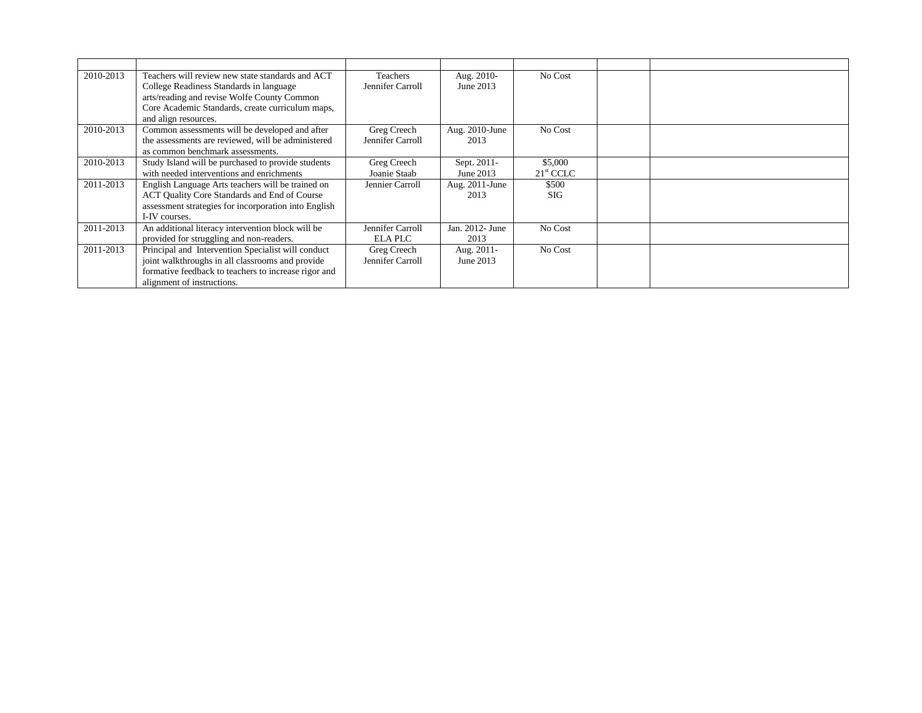| | | | | | | |
|---|---|---|---|---|---|---|
| 2010-2013 | Teachers will review new state standards and ACT College Readiness Standards in language arts/reading and revise Wolfe County Common Core Academic Standards, create curriculum maps, and align resources. | Teachers Jennifer Carroll | Aug. 2010- June 2013 | No Cost | | |
| 2010-2013 | Common assessments will be developed and after the assessments are reviewed, will be administered as common benchmark assessments. | Greg Creech Jennifer Carroll | Aug. 2010-June 2013 | No Cost | | |
| 2010-2013 | Study Island will be purchased to provide students with needed interventions and enrichments | Greg Creech Joanie Staab | Sept. 2011- June 2013 | $5,000 21st CCLC | | |
| 2011-2013 | English Language Arts teachers will be trained on ACT Quality Core Standards and End of Course assessment strategies for incorporation into English I-IV courses. | Jennier Carroll | Aug. 2011-June 2013 | $500 SIG | | |
| 2011-2013 | An additional literacy intervention block will be provided for struggling and non-readers. | Jennifer Carroll ELA PLC | Jan. 2012- June 2013 | No Cost | | |
| 2011-2013 | Principal and Intervention Specialist will conduct joint walkthroughs in all classrooms and provide formative feedback to teachers to increase rigor and alignment of instructions. | Greg Creech Jennifer Carroll | Aug. 2011- June 2013 | No Cost | | |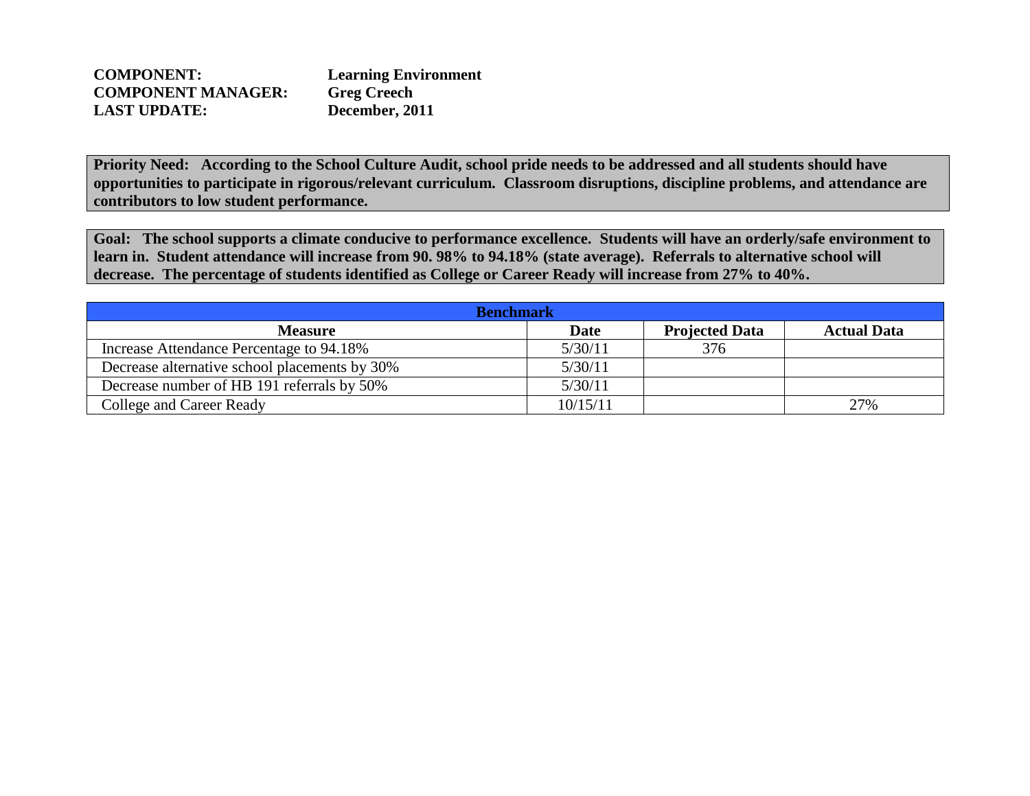**COMPONENT:** **Learning Environment**
**COMPONENT MANAGER:** **Greg Creech**
**LAST UPDATE:** **December, 2011**

**Priority Need: According to the School Culture Audit, school pride needs to be addressed and all students should have opportunities to participate in rigorous/relevant curriculum. Classroom disruptions, discipline problems, and attendance are contributors to low student performance.**

**Goal: The school supports a climate conducive to performance excellence. Students will have an orderly/safe environment to learn in. Student attendance will increase from 90. 98% to 94.18% (state average). Referrals to alternative school will decrease. The percentage of students identified as College or Career Ready will increase from 27% to 40%.**

| Benchmark | | | |
|---|---|---|---|
| **Measure** | **Date** | **Projected Data** | **Actual Data** |
| Increase Attendance Percentage to 94.18% | 5/30/11 | 376 | |
| Decrease alternative school placements by 30% | 5/30/11 | | |
| Decrease number of HB 191 referrals by 50% | 5/30/11 | | |
| College and Career Ready | 10/15/11 | | 27% |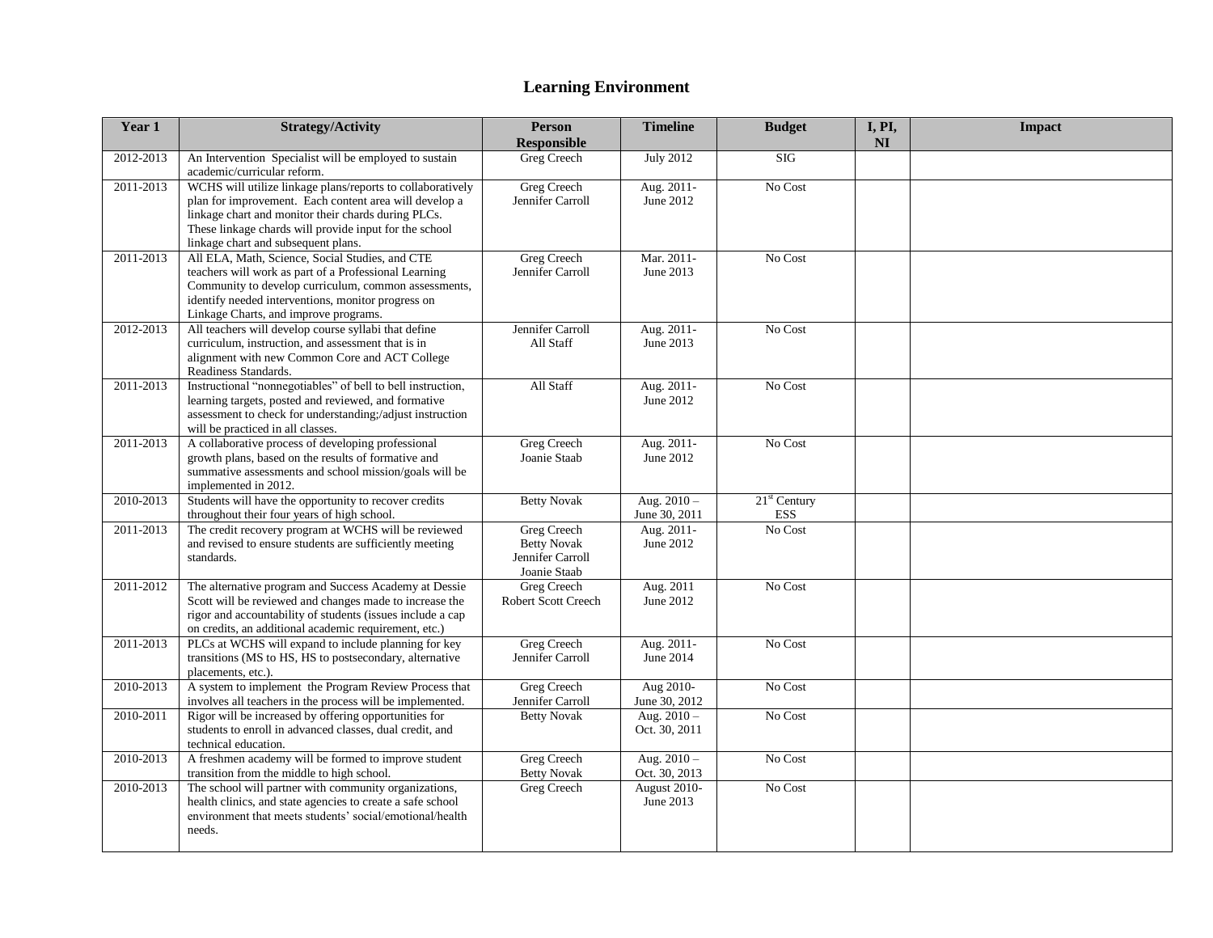## Learning Environment

| Year 1 | Strategy/Activity | Person Responsible | Timeline | Budget | I, PI, NI | Impact |
|---|---|---|---|---|---|---|
| 2012-2013 | An Intervention Specialist will be employed to sustain academic/curricular reform. | Greg Creech | July 2012 | SIG | | |
| 2011-2013 | WCHS will utilize linkage plans/reports to collaboratively plan for improvement. Each content area will develop a linkage chart and monitor their chards during PLCs. These linkage chards will provide input for the school linkage chart and subsequent plans. | Greg Creech<br>Jennifer Carroll | Aug. 2011-<br>June 2012 | No Cost | | |
| 2011-2013 | All ELA, Math, Science, Social Studies, and CTE teachers will work as part of a Professional Learning Community to develop curriculum, common assessments, identify needed interventions, monitor progress on Linkage Charts, and improve programs. | Greg Creech<br>Jennifer Carroll | Mar. 2011-<br>June 2013 | No Cost | | |
| 2012-2013 | All teachers will develop course syllabi that define curriculum, instruction, and assessment that is in alignment with new Common Core and ACT College Readiness Standards. | Jennifer Carroll<br>All Staff | Aug. 2011-<br>June 2013 | No Cost | | |
| 2011-2013 | Instructional "nonnegotiables" of bell to bell instruction, learning targets, posted and reviewed, and formative assessment to check for understanding;/adjust instruction will be practiced in all classes. | All Staff | Aug. 2011-<br>June 2012 | No Cost | | |
| 2011-2013 | A collaborative process of developing professional growth plans, based on the results of formative and summative assessments and school mission/goals will be implemented in 2012. | Greg Creech<br>Joanie Staab | Aug. 2011-<br>June 2012 | No Cost | | |
| 2010-2013 | Students will have the opportunity to recover credits throughout their four years of high school. | Betty Novak | Aug. 2010 –<br>June 30, 2011 | 21st Century<br>ESS | | |
| 2011-2013 | The credit recovery program at WCHS will be reviewed and revised to ensure students are sufficiently meeting standards. | Greg Creech<br>Betty Novak<br>Jennifer Carroll<br>Joanie Staab | Aug. 2011-<br>June 2012 | No Cost | | |
| 2011-2012 | The alternative program and Success Academy at Dessie Scott will be reviewed and changes made to increase the rigor and accountability of students (issues include a cap on credits, an additional academic requirement, etc.) | Greg Creech<br>Robert Scott Creech | Aug. 2011<br>June 2012 | No Cost | | |
| 2011-2013 | PLCs at WCHS will expand to include planning for key transitions (MS to HS, HS to postsecondary, alternative placements, etc.). | Greg Creech<br>Jennifer Carroll | Aug. 2011-<br>June 2014 | No Cost | | |
| 2010-2013 | A system to implement the Program Review Process that involves all teachers in the process will be implemented. | Greg Creech<br>Jennifer Carroll | Aug 2010-<br>June 30, 2012 | No Cost | | |
| 2010-2011 | Rigor will be increased by offering opportunities for students to enroll in advanced classes, dual credit, and technical education. | Betty Novak | Aug. 2010 –<br>Oct. 30, 2011 | No Cost | | |
| 2010-2013 | A freshmen academy will be formed to improve student transition from the middle to high school. | Greg Creech<br>Betty Novak | Aug. 2010 –<br>Oct. 30, 2013 | No Cost | | |
| 2010-2013 | The school will partner with community organizations, health clinics, and state agencies to create a safe school environment that meets students' social/emotional/health needs. | Greg Creech | August 2010-<br>June 2013 | No Cost | | |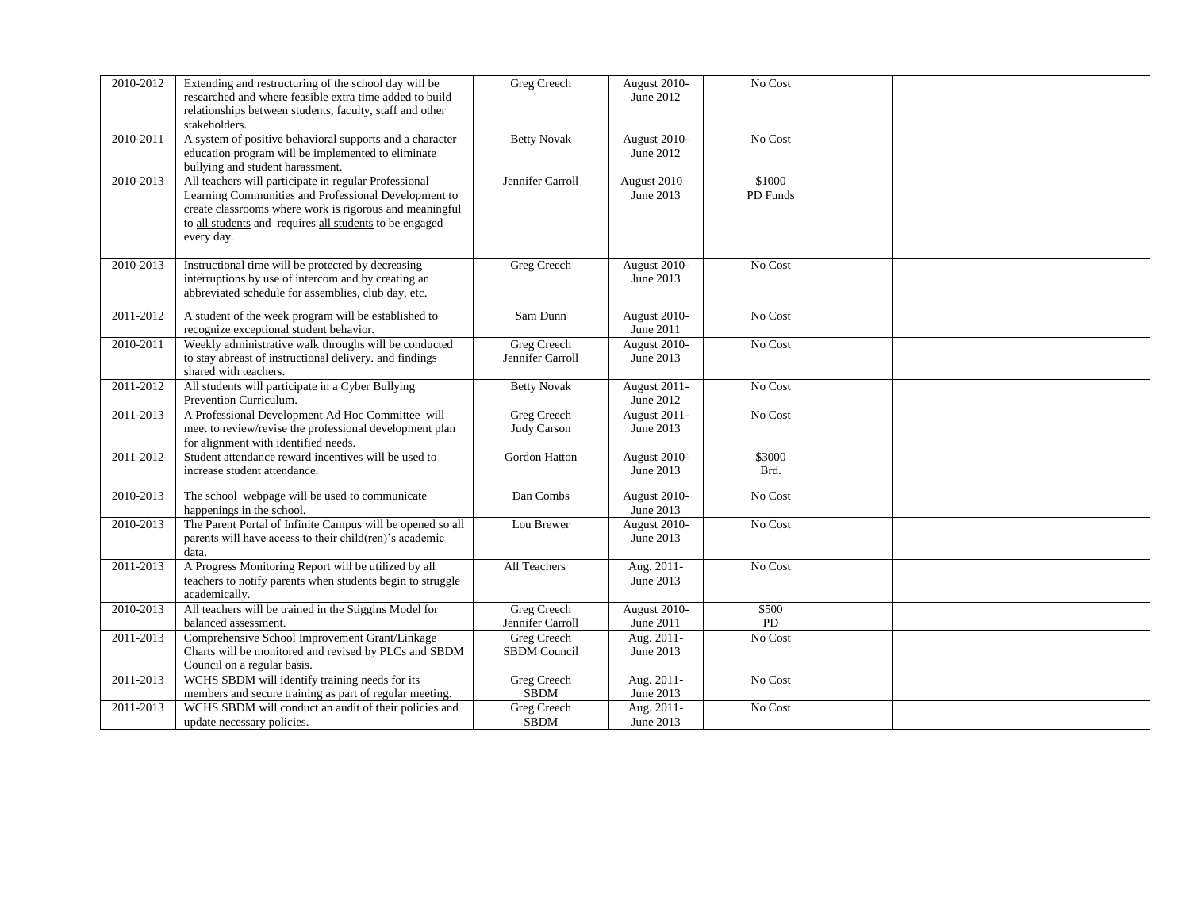| | | | | | | |
|---|---|---|---|---|---|---|
| 2010-2012 | Extending and restructuring of the school day will be researched and where feasible extra time added to build relationships between students, faculty, staff and other stakeholders. | Greg Creech | August 2010-June 2012 | No Cost | | |
| 2010-2011 | A system of positive behavioral supports and a character education program will be implemented to eliminate bullying and student harassment. | Betty Novak | August 2010-June 2012 | No Cost | | |
| 2010-2013 | All teachers will participate in regular Professional Learning Communities and Professional Development to create classrooms where work is rigorous and meaningful to all students and requires all students to be engaged every day. | Jennifer Carroll | August 2010 – June 2013 | $1000 PD Funds | | |
| 2010-2013 | Instructional time will be protected by decreasing interruptions by use of intercom and by creating an abbreviated schedule for assemblies, club day, etc. | Greg Creech | August 2010-June 2013 | No Cost | | |
| 2011-2012 | A student of the week program will be established to recognize exceptional student behavior. | Sam Dunn | August 2010-June 2011 | No Cost | | |
| 2010-2011 | Weekly administrative walk throughs will be conducted to stay abreast of instructional delivery. and findings shared with teachers. | Greg Creech Jennifer Carroll | August 2010-June 2013 | No Cost | | |
| 2011-2012 | All students will participate in a Cyber Bullying Prevention Curriculum. | Betty Novak | August 2011-June 2012 | No Cost | | |
| 2011-2013 | A Professional Development Ad Hoc Committee will meet to review/revise the professional development plan for alignment with identified needs. | Greg Creech Judy Carson | August 2011-June 2013 | No Cost | | |
| 2011-2012 | Student attendance reward incentives will be used to increase student attendance. | Gordon Hatton | August 2010-June 2013 | $3000 Brd. | | |
| 2010-2013 | The school webpage will be used to communicate happenings in the school. | Dan Combs | August 2010-June 2013 | No Cost | | |
| 2010-2013 | The Parent Portal of Infinite Campus will be opened so all parents will have access to their child(ren)'s academic data. | Lou Brewer | August 2010-June 2013 | No Cost | | |
| 2011-2013 | A Progress Monitoring Report will be utilized by all teachers to notify parents when students begin to struggle academically. | All Teachers | Aug. 2011-June 2013 | No Cost | | |
| 2010-2013 | All teachers will be trained in the Stiggins Model for balanced assessment. | Greg Creech Jennifer Carroll | August 2010-June 2011 | $500 PD | | |
| 2011-2013 | Comprehensive School Improvement Grant/Linkage Charts will be monitored and revised by PLCs and SBDM Council on a regular basis. | Greg Creech SBDM Council | Aug. 2011-June 2013 | No Cost | | |
| 2011-2013 | WCHS SBDM will identify training needs for its members and secure training as part of regular meeting. | Greg Creech SBDM | Aug. 2011-June 2013 | No Cost | | |
| 2011-2013 | WCHS SBDM will conduct an audit of their policies and update necessary policies. | Greg Creech SBDM | Aug. 2011-June 2013 | No Cost | | |